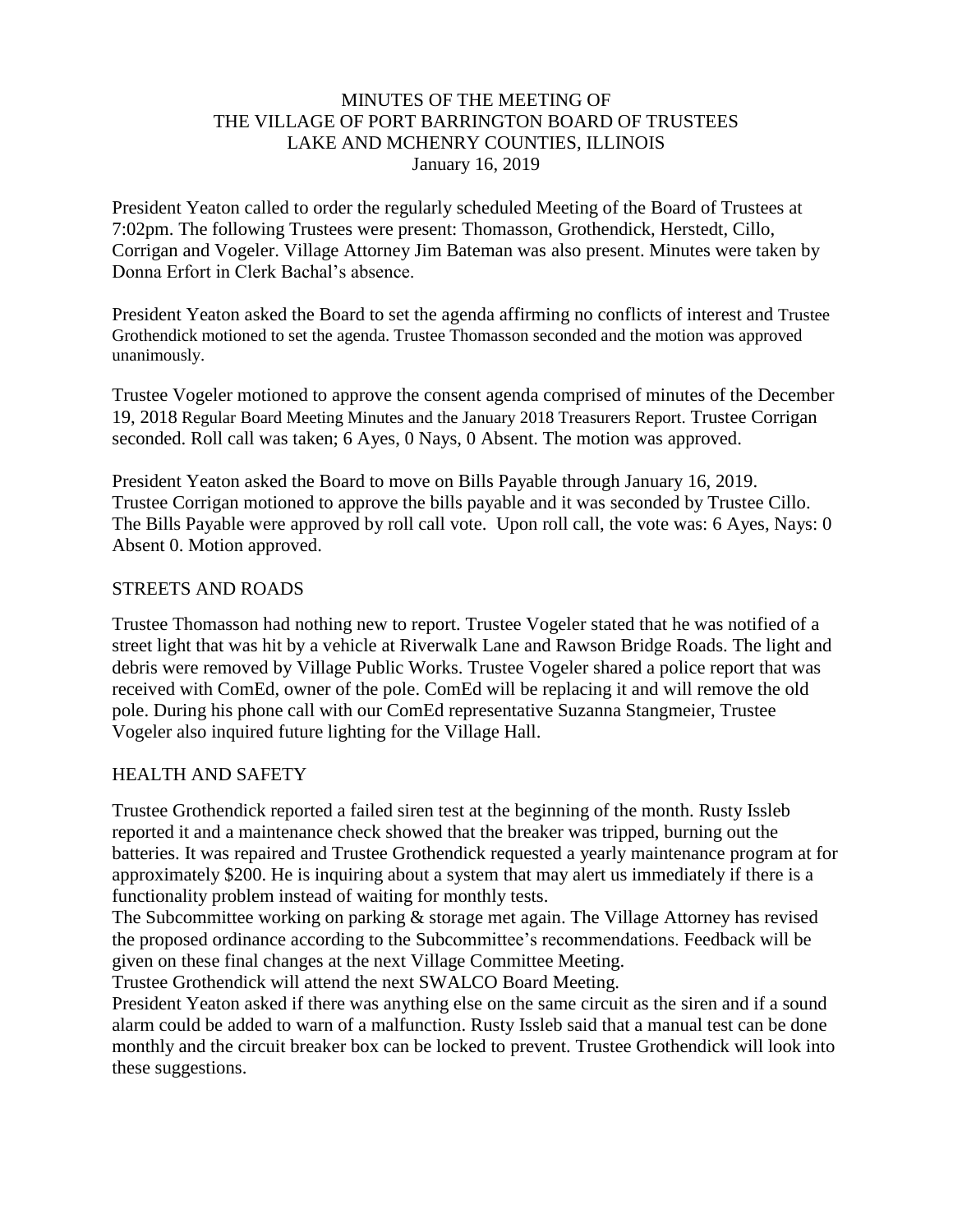# MINUTES OF THE MEETING OF THE VILLAGE OF PORT BARRINGTON BOARD OF TRUSTEES LAKE AND MCHENRY COUNTIES, ILLINOIS

January 16, 2019

President Yeaton called to order the regularly scheduled Meeting of the Board of Trustees at 7:02pm. The following Trustees were present: Thomasson, Grothendick, Herstedt, Cillo, Corrigan and Vogeler. Village Attorney Jim Bateman was also present. Minutes were taken by Donna Erfort in Clerk Bachal's absence.

President Yeaton asked the Board to set the agenda affirming no conflicts of interest and Trustee Grothendick motioned to set the agenda. Trustee Thomasson seconded and the motion was approved unanimously.

Trustee Vogeler motioned to approve the consent agenda comprised of minutes of the December 19, 2018 Regular Board Meeting Minutes and the January 2018 Treasurers Report. Trustee Corrigan seconded. Roll call was taken; 6 Ayes, 0 Nays, 0 Absent. The motion was approved.

President Yeaton asked the Board to move on Bills Payable through January 16, 2019. Trustee Corrigan motioned to approve the bills payable and it was seconded by Trustee Cillo. The Bills Payable were approved by roll call vote. Upon roll call, the vote was: 6 Ayes, Nays: 0 Absent 0. Motion approved.

## STREETS AND ROADS

Trustee Thomasson had nothing new to report. Trustee Vogeler stated that he was notified of a street light that was hit by a vehicle at Riverwalk Lane and Rawson Bridge Roads. The light and debris were removed by Village Public Works. Trustee Vogeler shared a police report that was received with ComEd, owner of the pole. ComEd will be replacing it and will remove the old pole. During his phone call with our ComEd representative Suzanna Stangmeier, Trustee Vogeler also inquired future lighting for the Village Hall.

## HEALTH AND SAFETY

Trustee Grothendick reported a failed siren test at the beginning of the month. Rusty Issleb reported it and a maintenance check showed that the breaker was tripped, burning out the batteries. It was repaired and Trustee Grothendick requested a yearly maintenance program at for approximately $200. He is inquiring about a system that may alert us immediately if there is a functionality problem instead of waiting for monthly tests.

The Subcommittee working on parking & storage met again. The Village Attorney has revised the proposed ordinance according to the Subcommittee's recommendations. Feedback will be given on these final changes at the next Village Committee Meeting.

Trustee Grothendick will attend the next SWALCO Board Meeting.

President Yeaton asked if there was anything else on the same circuit as the siren and if a sound alarm could be added to warn of a malfunction. Rusty Issleb said that a manual test can be done monthly and the circuit breaker box can be locked to prevent. Trustee Grothendick will look into these suggestions.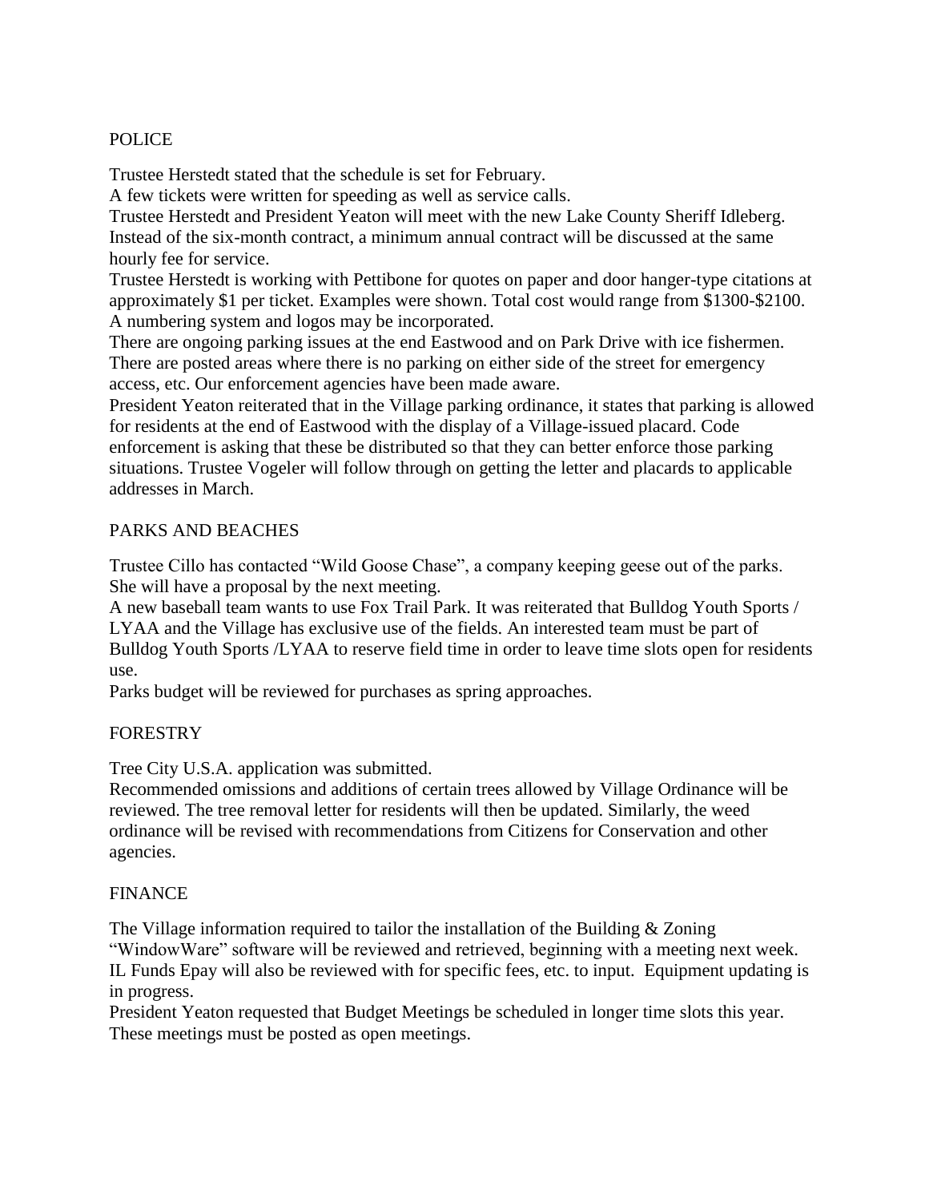## POLICE

Trustee Herstedt stated that the schedule is set for February.
A few tickets were written for speeding as well as service calls.
Trustee Herstedt and President Yeaton will meet with the new Lake County Sheriff Idleberg. Instead of the six-month contract, a minimum annual contract will be discussed at the same hourly fee for service.
Trustee Herstedt is working with Pettibone for quotes on paper and door hanger-type citations at approximately $1 per ticket. Examples were shown. Total cost would range from $1300-$2100. A numbering system and logos may be incorporated.
There are ongoing parking issues at the end Eastwood and on Park Drive with ice fishermen. There are posted areas where there is no parking on either side of the street for emergency access, etc. Our enforcement agencies have been made aware.
President Yeaton reiterated that in the Village parking ordinance, it states that parking is allowed for residents at the end of Eastwood with the display of a Village-issued placard. Code enforcement is asking that these be distributed so that they can better enforce those parking situations. Trustee Vogeler will follow through on getting the letter and placards to applicable addresses in March.

## PARKS AND BEACHES

Trustee Cillo has contacted "Wild Goose Chase", a company keeping geese out of the parks. She will have a proposal by the next meeting.
A new baseball team wants to use Fox Trail Park. It was reiterated that Bulldog Youth Sports / LYAA and the Village has exclusive use of the fields. An interested team must be part of Bulldog Youth Sports /LYAA to reserve field time in order to leave time slots open for residents use.
Parks budget will be reviewed for purchases as spring approaches.

## FORESTRY

Tree City U.S.A. application was submitted.
Recommended omissions and additions of certain trees allowed by Village Ordinance will be reviewed. The tree removal letter for residents will then be updated. Similarly, the weed ordinance will be revised with recommendations from Citizens for Conservation and other agencies.

## FINANCE

The Village information required to tailor the installation of the Building & Zoning "WindowWare" software will be reviewed and retrieved, beginning with a meeting next week. IL Funds Epay will also be reviewed with for specific fees, etc. to input. Equipment updating is in progress.
President Yeaton requested that Budget Meetings be scheduled in longer time slots this year. These meetings must be posted as open meetings.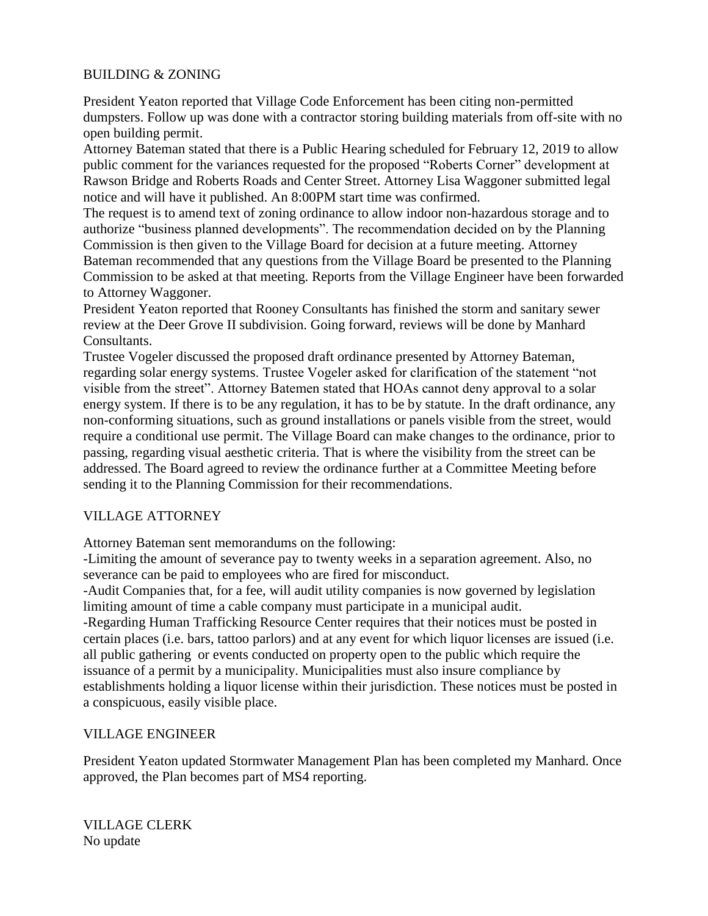## BUILDING & ZONING

President Yeaton reported that Village Code Enforcement has been citing non-permitted dumpsters. Follow up was done with a contractor storing building materials from off-site with no open building permit.

Attorney Bateman stated that there is a Public Hearing scheduled for February 12, 2019 to allow public comment for the variances requested for the proposed "Roberts Corner" development at Rawson Bridge and Roberts Roads and Center Street. Attorney Lisa Waggoner submitted legal notice and will have it published. An 8:00PM start time was confirmed.

The request is to amend text of zoning ordinance to allow indoor non-hazardous storage and to authorize "business planned developments". The recommendation decided on by the Planning Commission is then given to the Village Board for decision at a future meeting. Attorney Bateman recommended that any questions from the Village Board be presented to the Planning Commission to be asked at that meeting. Reports from the Village Engineer have been forwarded to Attorney Waggoner.

President Yeaton reported that Rooney Consultants has finished the storm and sanitary sewer review at the Deer Grove II subdivision. Going forward, reviews will be done by Manhard Consultants.

Trustee Vogeler discussed the proposed draft ordinance presented by Attorney Bateman, regarding solar energy systems. Trustee Vogeler asked for clarification of the statement "not visible from the street". Attorney Batemen stated that HOAs cannot deny approval to a solar energy system. If there is to be any regulation, it has to be by statute. In the draft ordinance, any non-conforming situations, such as ground installations or panels visible from the street, would require a conditional use permit. The Village Board can make changes to the ordinance, prior to passing, regarding visual aesthetic criteria. That is where the visibility from the street can be addressed. The Board agreed to review the ordinance further at a Committee Meeting before sending it to the Planning Commission for their recommendations.

## VILLAGE ATTORNEY

Attorney Bateman sent memorandums on the following:

-Limiting the amount of severance pay to twenty weeks in a separation agreement. Also, no severance can be paid to employees who are fired for misconduct.

-Audit Companies that, for a fee, will audit utility companies is now governed by legislation limiting amount of time a cable company must participate in a municipal audit.

-Regarding Human Trafficking Resource Center requires that their notices must be posted in certain places (i.e. bars, tattoo parlors) and at any event for which liquor licenses are issued (i.e. all public gathering or events conducted on property open to the public which require the issuance of a permit by a municipality. Municipalities must also insure compliance by establishments holding a liquor license within their jurisdiction. These notices must be posted in a conspicuous, easily visible place.

## VILLAGE ENGINEER

President Yeaton updated Stormwater Management Plan has been completed my Manhard. Once approved, the Plan becomes part of MS4 reporting.

## VILLAGE CLERK

No update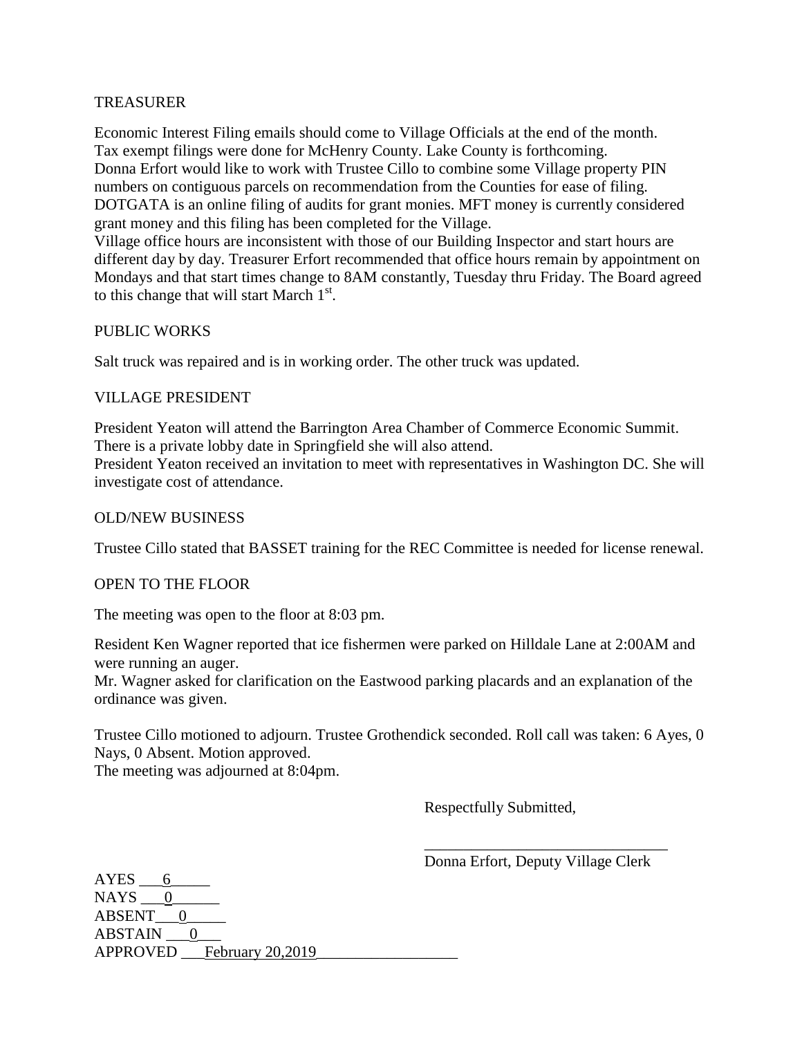TREASURER

Economic Interest Filing emails should come to Village Officials at the end of the month.
Tax exempt filings were done for McHenry County. Lake County is forthcoming.
Donna Erfort would like to work with Trustee Cillo to combine some Village property PIN numbers on contiguous parcels on recommendation from the Counties for ease of filing.
DOTGATA is an online filing of audits for grant monies. MFT money is currently considered grant money and this filing has been completed for the Village.
Village office hours are inconsistent with those of our Building Inspector and start hours are different day by day. Treasurer Erfort recommended that office hours remain by appointment on Mondays and that start times change to 8AM constantly, Tuesday thru Friday. The Board agreed to this change that will start March 1st.

PUBLIC WORKS

Salt truck was repaired and is in working order. The other truck was updated.

VILLAGE PRESIDENT

President Yeaton will attend the Barrington Area Chamber of Commerce Economic Summit.
There is a private lobby date in Springfield she will also attend.
President Yeaton received an invitation to meet with representatives in Washington DC. She will investigate cost of attendance.

OLD/NEW BUSINESS

Trustee Cillo stated that BASSET training for the REC Committee is needed for license renewal.

OPEN TO THE FLOOR

The meeting was open to the floor at 8:03 pm.

Resident Ken Wagner reported that ice fishermen were parked on Hilldale Lane at 2:00AM and were running an auger.
Mr. Wagner asked for clarification on the Eastwood parking placards and an explanation of the ordinance was given.

Trustee Cillo motioned to adjourn. Trustee Grothendick seconded. Roll call was taken: 6 Ayes, 0 Nays, 0 Absent. Motion approved.
The meeting was adjourned at 8:04pm.

Respectfully Submitted,

_______________________________
Donna Erfort, Deputy Village Clerk

AYES ___6_____
NAYS ___0______
ABSENT___0_____
ABSTAIN ___0___
APPROVED ___February 20,2019__________________